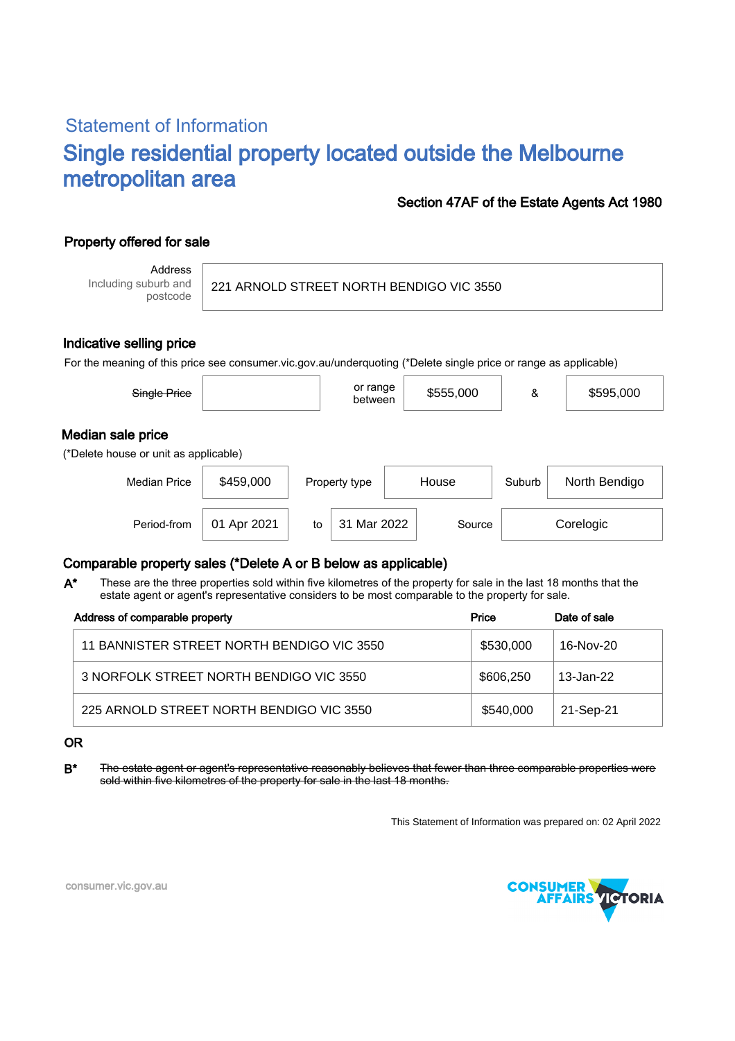## Statement of Information

# Single residential property located outside the Melbourne metropolitan area

**Section 47AF of the Estate Agents Act 1980**

### Property offered for sale

| Address Including suburb and postcode | 221 ARNOLD STREET NORTH BENDIGO VIC 3550 |
|---|---|

### Indicative selling price

For the meaning of this price see consumer.vic.gov.au/underquoting (*Delete single price or range as applicable)

| ~~Single Price~~ | | or range between | $555,000 | & | $595,000 |
|---|---|---|---|---|---|

### Median sale price

(*Delete house or unit as applicable)

| Median Price | $459,000 | Property type | House | Suburb | North Bendigo |
|---|---|---|---|---|---|
| Period-from | 01 Apr 2021 | to | 31 Mar 2022 | Source | Corelogic |

### Comparable property sales (*Delete A or B below as applicable)

**A*** These are the three properties sold within five kilometres of the property for sale in the last 18 months that the estate agent or agent's representative considers to be most comparable to the property for sale.

| Address of comparable property | Price | Date of sale |
|---|---|---|
| 11 BANNISTER STREET NORTH BENDIGO VIC 3550 | $530,000 | 16-Nov-20 |
| 3 NORFOLK STREET NORTH BENDIGO VIC 3550 | $606,250 | 13-Jan-22 |
| 225 ARNOLD STREET NORTH BENDIGO VIC 3550 | $540,000 | 21-Sep-21 |

**OR**

**B*** ~~The estate agent or agent's representative reasonably believes that fewer than three comparable properties were sold within five kilometres of the property for sale in the last 18 months.~~

This Statement of Information was prepared on: 02 April 2022

consumer.vic.gov.au

CONSUMER AFFAIRS VICTORIA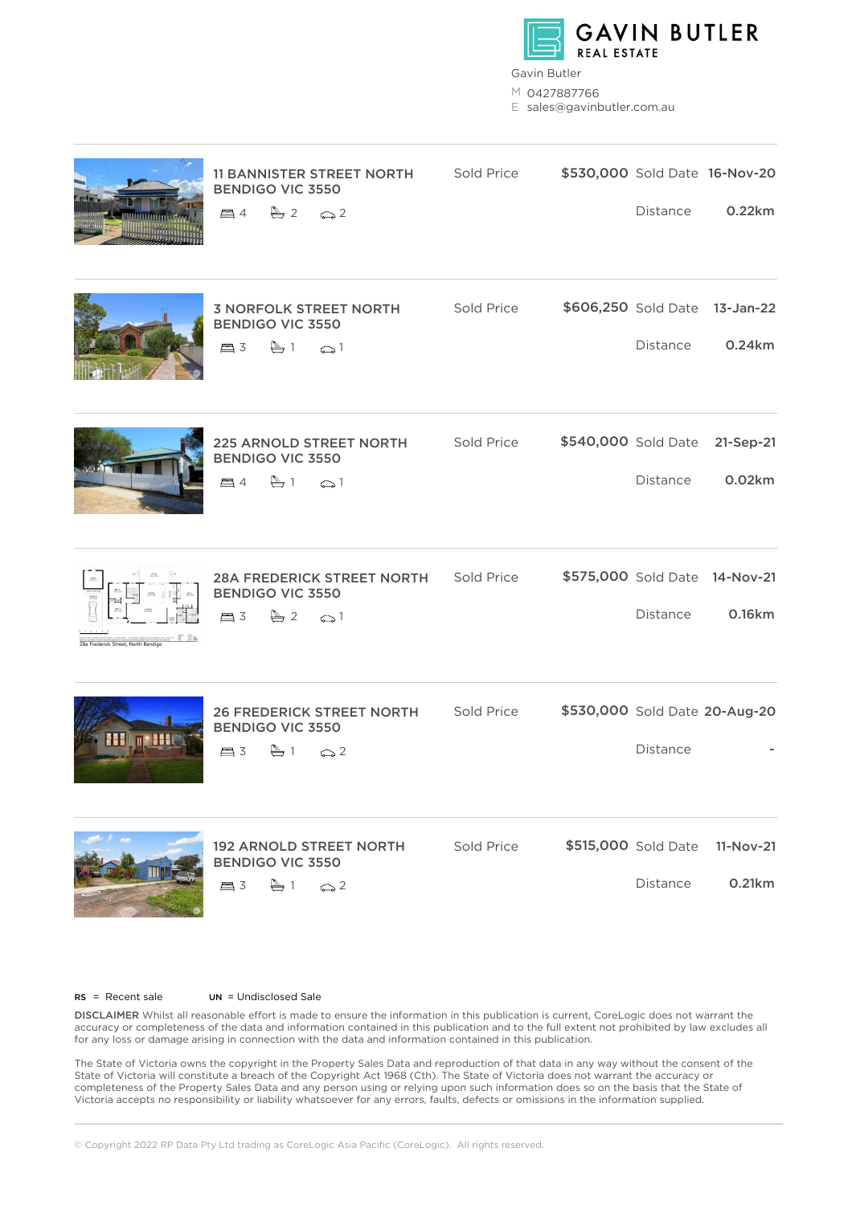**GAVIN BUTLER**
REAL ESTATE

Gavin Butler
M 0427887766
E sales@gavinbutler.com.au

| Address | Beds | Baths | Cars | Sold Price | Sold Date | Distance |
|---|---|---|---|---|---|---|
| 11 BANNISTER STREET NORTH BENDIGO VIC 3550 | 4 | 2 | 2 | $530,000 | 16-Nov-20 | 0.22km |
| 3 NORFOLK STREET NORTH BENDIGO VIC 3550 | 3 | 1 | 1 | $606,250 | 13-Jan-22 | 0.24km |
| 225 ARNOLD STREET NORTH BENDIGO VIC 3550 | 4 | 1 | 1 | $540,000 | 21-Sep-21 | 0.02km |
| 28A FREDERICK STREET NORTH BENDIGO VIC 3550 | 3 | 2 | 1 | $575,000 | 14-Nov-21 | 0.16km |
| 26 FREDERICK STREET NORTH BENDIGO VIC 3550 | 3 | 1 | 2 | $530,000 | 20-Aug-20 | - |
| 192 ARNOLD STREET NORTH BENDIGO VIC 3550 | 3 | 1 | 2 | $515,000 | 11-Nov-21 | 0.21km |

**RS** = Recent sale **UN** = Undisclosed Sale

**DISCLAIMER** Whilst all reasonable effort is made to ensure the information in this publication is current, CoreLogic does not warrant the accuracy or completeness of the data and information contained in this publication and to the full extent not prohibited by law excludes all for any loss or damage arising in connection with the data and information contained in this publication.

The State of Victoria owns the copyright in the Property Sales Data and reproduction of that data in any way without the consent of the State of Victoria will constitute a breach of the Copyright Act 1968 (Cth). The State of Victoria does not warrant the accuracy or completeness of the Property Sales Data and any person using or relying upon such information does so on the basis that the State of Victoria accepts no responsibility or liability whatsoever for any errors, faults, defects or omissions in the information supplied.

© Copyright 2022 RP Data Pty Ltd trading as CoreLogic Asia Pacific (CoreLogic). All rights reserved.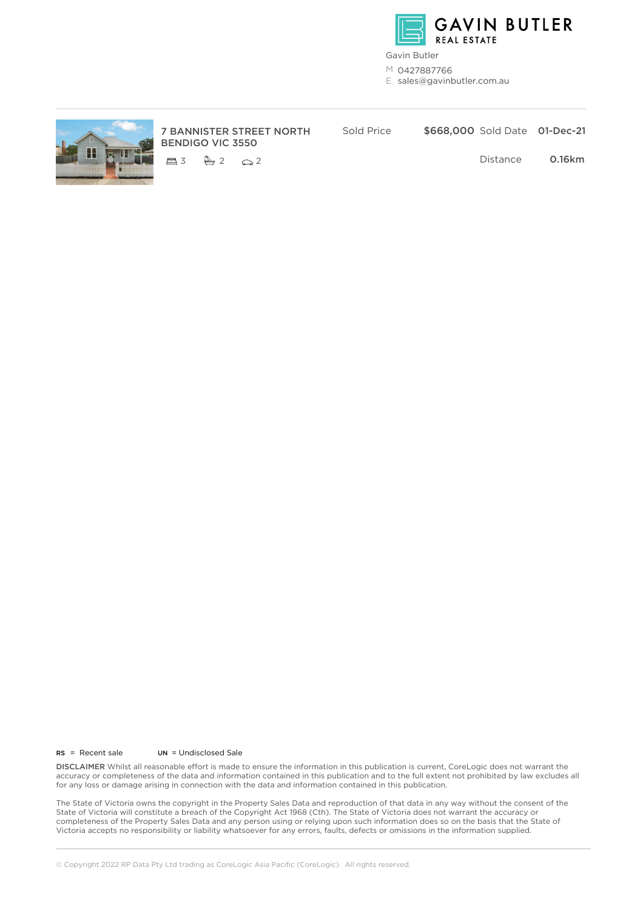GAVIN BUTLER
REAL ESTATE

Gavin Butler
M 0427887766
E sales@gavinbutler.com.au

| | | | | |
|---|---|---|---|---|
| 7 BANNISTER STREET NORTH BENDIGO VIC 3550 | Sold Price | $668,000 | Sold Date | 01-Dec-21 |
| 3 2 2 | | | Distance | 0.16km |

**RS** = Recent sale **UN** = Undisclosed Sale

DISCLAIMER Whilst all reasonable effort is made to ensure the information in this publication is current, CoreLogic does not warrant the accuracy or completeness of the data and information contained in this publication and to the full extent not prohibited by law excludes all for any loss or damage arising in connection with the data and information contained in this publication.

The State of Victoria owns the copyright in the Property Sales Data and reproduction of that data in any way without the consent of the State of Victoria will constitute a breach of the Copyright Act 1968 (Cth). The State of Victoria does not warrant the accuracy or completeness of the Property Sales Data and any person using or relying upon such information does so on the basis that the State of Victoria accepts no responsibility or liability whatsoever for any errors, faults, defects or omissions in the information supplied.

© Copyright 2022 RP Data Pty Ltd trading as CoreLogic Asia Pacific (CoreLogic). All rights reserved.